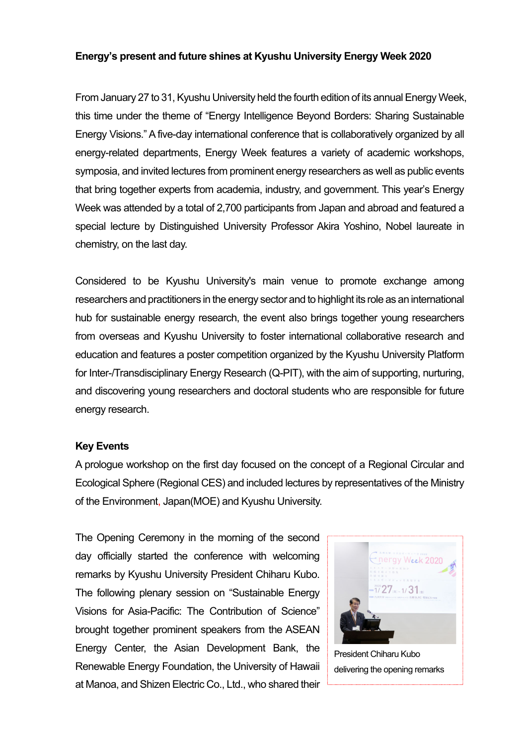**Energy's present and future shines at Kyushu University Energy Week 2020**

From January 27 to 31, Kyushu University held the fourth edition of its annual Energy Week, this time under the theme of "Energy Intelligence Beyond Borders: Sharing Sustainable Energy Visions." A five-day international conference that is collaboratively organized by all energy-related departments, Energy Week features a variety of academic workshops, symposia, and invited lectures from prominent energy researchers as well as public events that bring together experts from academia, industry, and government. This year's Energy Week was attended by a total of 2,700 participants from Japan and abroad and featured a special lecture by Distinguished University Professor Akira Yoshino, Nobel laureate in chemistry, on the last day.

Considered to be Kyushu University's main venue to promote exchange among researchers and practitioners in the energy sector and to highlight its role as an international hub for sustainable energy research, the event also brings together young researchers from overseas and Kyushu University to foster international collaborative research and education and features a poster competition organized by the Kyushu University Platform for Inter-/Transdisciplinary Energy Research (Q-PIT), with the aim of supporting, nurturing, and discovering young researchers and doctoral students who are responsible for future energy research.

**Key Events**

A prologue workshop on the first day focused on the concept of a Regional Circular and Ecological Sphere (Regional CES) and included lectures by representatives of the Ministry of the Environment, Japan(MOE) and Kyushu University.

The Opening Ceremony in the morning of the second day officially started the conference with welcoming remarks by Kyushu University President Chiharu Kubo. The following plenary session on "Sustainable Energy Visions for Asia-Pacific: The Contribution of Science" brought together prominent speakers from the ASEAN Energy Center, the Asian Development Bank, the Renewable Energy Foundation, the University of Hawaii at Manoa, and Shizen Electric Co., Ltd., who shared their

President Chiharu Kubo delivering the opening remarks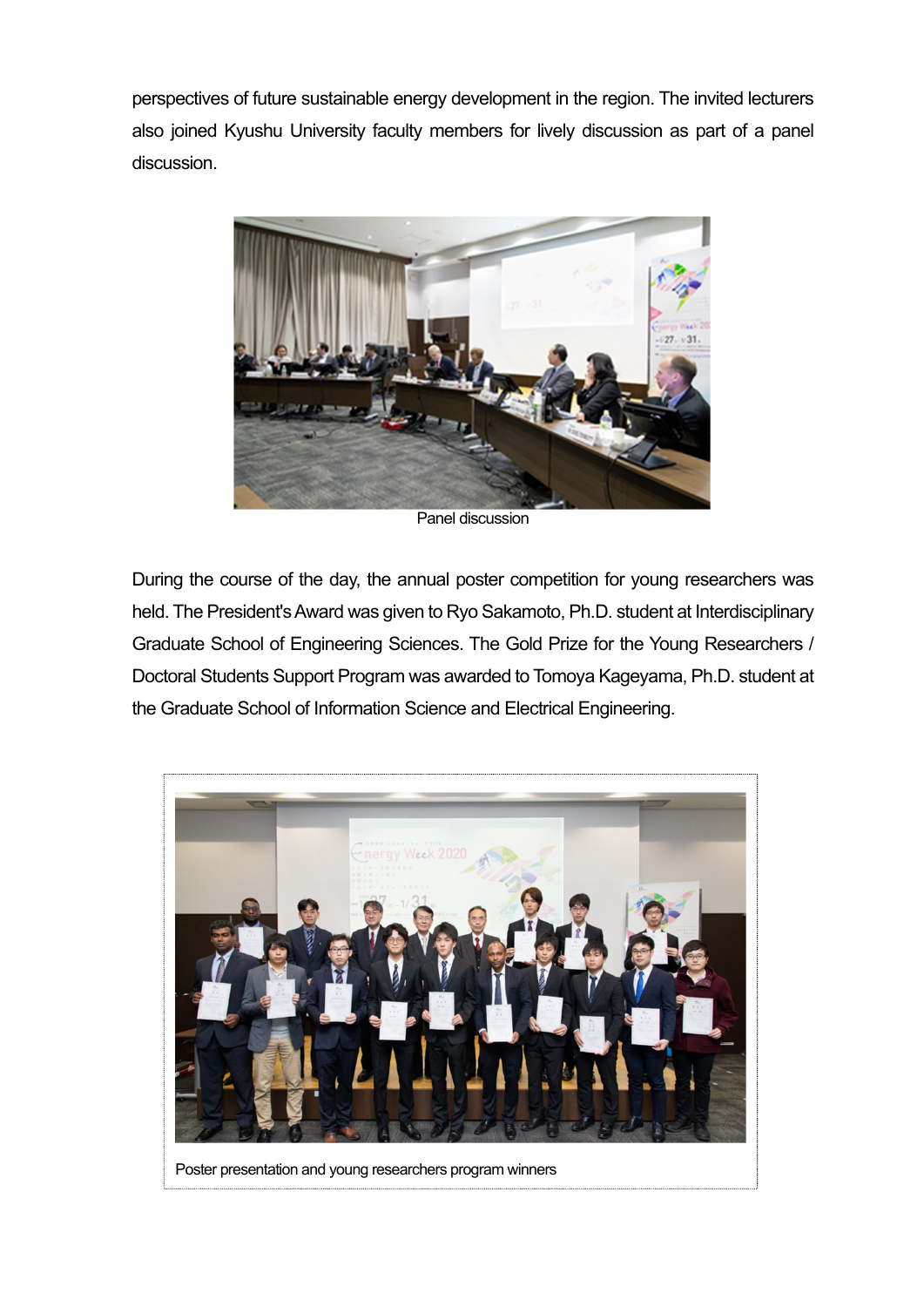perspectives of future sustainable energy development in the region. The invited lecturers also joined Kyushu University faculty members for lively discussion as part of a panel discussion.

Panel discussion

During the course of the day, the annual poster competition for young researchers was held. The President's Award was given to Ryo Sakamoto, Ph.D. student at Interdisciplinary Graduate School of Engineering Sciences. The Gold Prize for the Young Researchers / Doctoral Students Support Program was awarded to Tomoya Kageyama, Ph.D. student at the Graduate School of Information Science and Electrical Engineering.

Poster presentation and young researchers program winners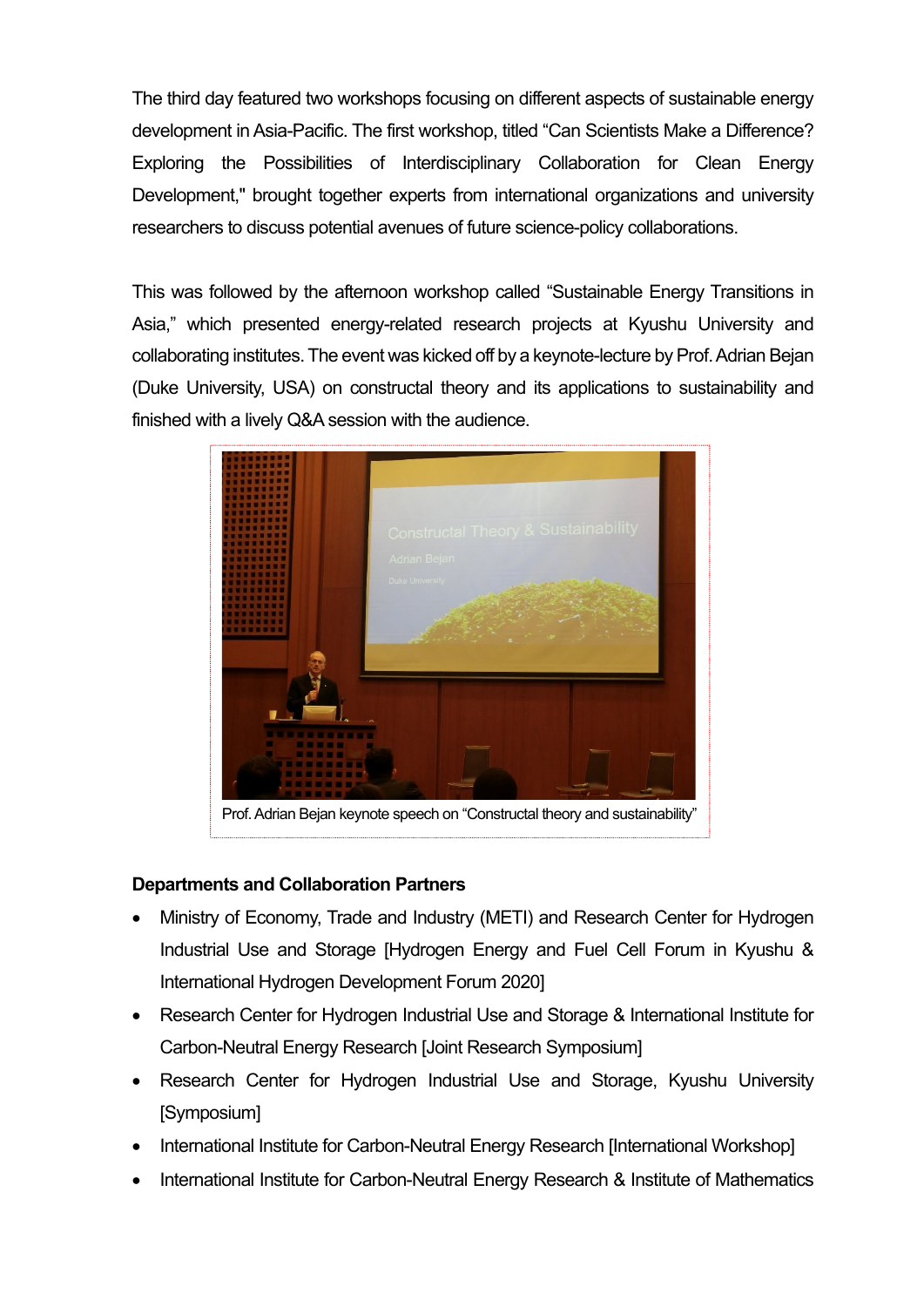The third day featured two workshops focusing on different aspects of sustainable energy development in Asia-Pacific. The first workshop, titled "Can Scientists Make a Difference? Exploring the Possibilities of Interdisciplinary Collaboration for Clean Energy Development," brought together experts from international organizations and university researchers to discuss potential avenues of future science-policy collaborations.

This was followed by the afternoon workshop called "Sustainable Energy Transitions in Asia," which presented energy-related research projects at Kyushu University and collaborating institutes. The event was kicked off by a keynote-lecture by Prof. Adrian Bejan (Duke University, USA) on constructal theory and its applications to sustainability and finished with a lively Q&A session with the audience.

Prof. Adrian Bejan keynote speech on "Constructal theory and sustainability"

**Departments and Collaboration Partners**

- Ministry of Economy, Trade and Industry (METI) and Research Center for Hydrogen Industrial Use and Storage [Hydrogen Energy and Fuel Cell Forum in Kyushu & International Hydrogen Development Forum 2020]
- Research Center for Hydrogen Industrial Use and Storage & International Institute for Carbon-Neutral Energy Research [Joint Research Symposium]
- Research Center for Hydrogen Industrial Use and Storage, Kyushu University [Symposium]
- International Institute for Carbon-Neutral Energy Research [International Workshop]
- International Institute for Carbon-Neutral Energy Research & Institute of Mathematics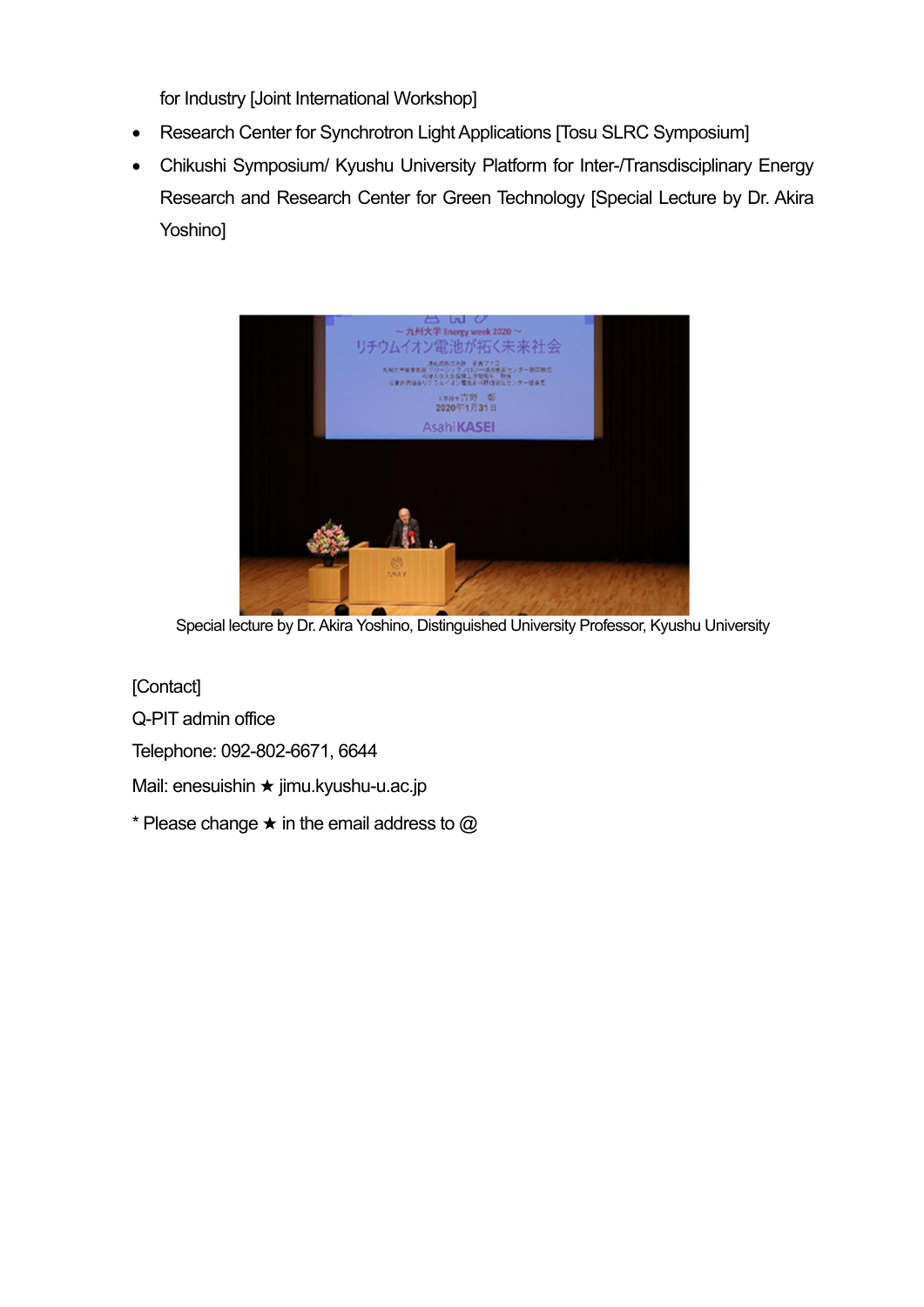for Industry [Joint International Workshop]

- Research Center for Synchrotron Light Applications [Tosu SLRC Symposium]
- Chikushi Symposium/ Kyushu University Platform for Inter-/Transdisciplinary Energy Research and Research Center for Green Technology [Special Lecture by Dr. Akira Yoshino]

Special lecture by Dr. Akira Yoshino, Distinguished University Professor, Kyushu University

[Contact]

Q-PIT admin office

Telephone: 092-802-6671, 6644

Mail: enesuishin ★ jimu.kyushu-u.ac.jp

* Please change ★ in the email address to @